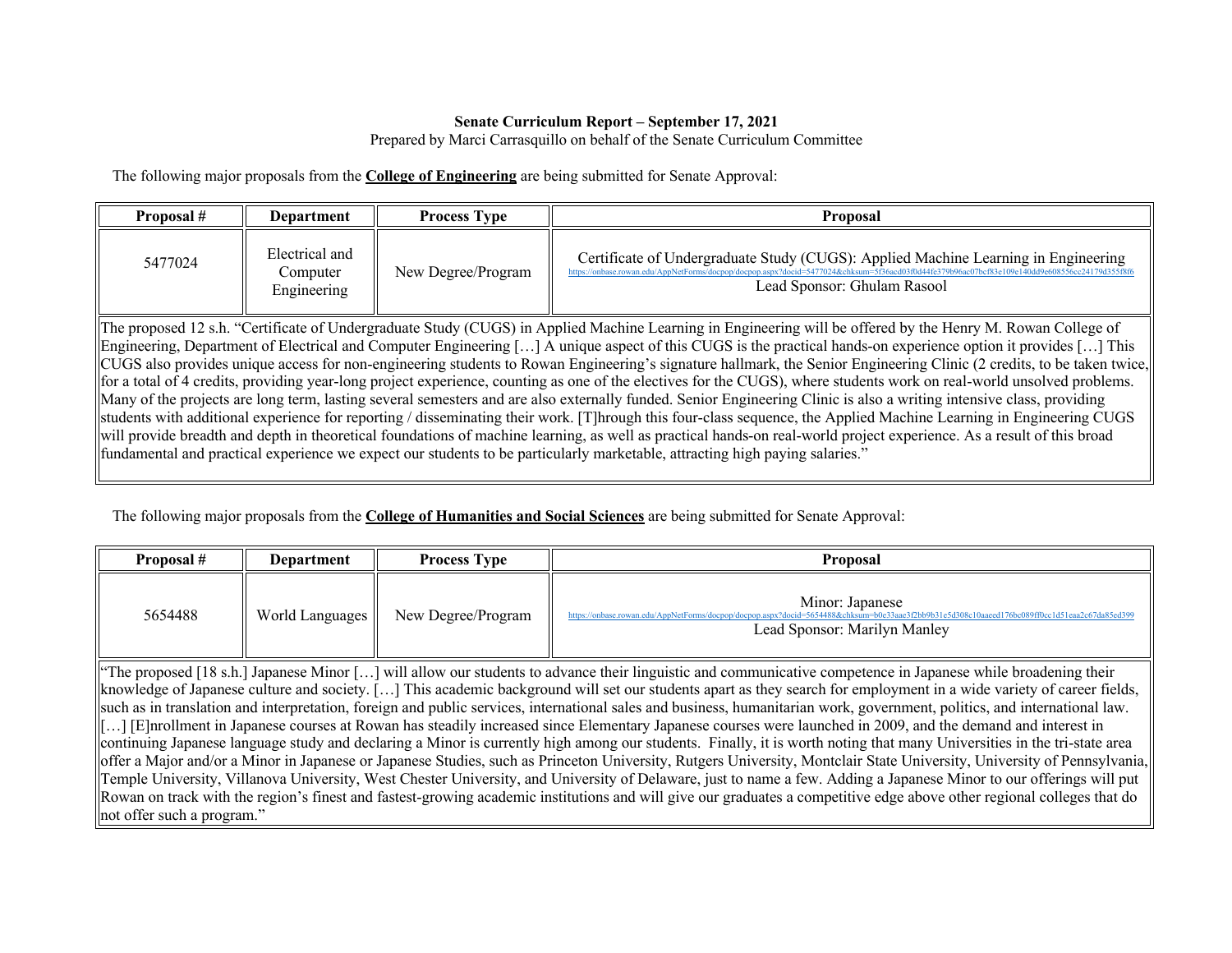**Senate Curriculum Report – September 17, 2021**

Prepared by Marci Carrasquillo on behalf of the Senate Curriculum Committee

The following major proposals from the **College of Engineering** are being submitted for Senate Approval:

| Proposal # | Department | Process Type | Proposal |
|---|---|---|---|
| 5477024 | Electrical and Computer Engineering | New Degree/Program | Certificate of Undergraduate Study (CUGS): Applied Machine Learning in Engineering https://onbase.rowan.edu/AppNetForms/docpop/docpop.aspx?docid=5477024&chksum=5f36acd03f0d44fe379b96ac07bcf83e109e140dd9e608556cc24179d355f8f6 Lead Sponsor: Ghulam Rasool |

The proposed 12 s.h. "Certificate of Undergraduate Study (CUGS) in Applied Machine Learning in Engineering will be offered by the Henry M. Rowan College of Engineering, Department of Electrical and Computer Engineering […] A unique aspect of this CUGS is the practical hands-on experience option it provides […] This CUGS also provides unique access for non-engineering students to Rowan Engineering's signature hallmark, the Senior Engineering Clinic (2 credits, to be taken twice, for a total of 4 credits, providing year-long project experience, counting as one of the electives for the CUGS), where students work on real-world unsolved problems. Many of the projects are long term, lasting several semesters and are also externally funded. Senior Engineering Clinic is also a writing intensive class, providing students with additional experience for reporting / disseminating their work. [T]hrough this four-class sequence, the Applied Machine Learning in Engineering CUGS will provide breadth and depth in theoretical foundations of machine learning, as well as practical hands-on real-world project experience. As a result of this broad fundamental and practical experience we expect our students to be particularly marketable, attracting high paying salaries."

The following major proposals from the **College of Humanities and Social Sciences** are being submitted for Senate Approval:

| Proposal # | Department | Process Type | Proposal |
|---|---|---|---|
| 5654488 | World Languages | New Degree/Program | Minor: Japanese https://onbase.rowan.edu/AppNetForms/docpop/docpop.aspx?docid=5654488&chksum=b0e33aae3f2bb9b31e5d308c10aaeed176bc089ff0cc1d51eaa2c67da85ed399 Lead Sponsor: Marilyn Manley |

"The proposed [18 s.h.] Japanese Minor […] will allow our students to advance their linguistic and communicative competence in Japanese while broadening their knowledge of Japanese culture and society. […] This academic background will set our students apart as they search for employment in a wide variety of career fields, such as in translation and interpretation, foreign and public services, international sales and business, humanitarian work, government, politics, and international law. […] [E]nrollment in Japanese courses at Rowan has steadily increased since Elementary Japanese courses were launched in 2009, and the demand and interest in continuing Japanese language study and declaring a Minor is currently high among our students. Finally, it is worth noting that many Universities in the tri-state area offer a Major and/or a Minor in Japanese or Japanese Studies, such as Princeton University, Rutgers University, Montclair State University, University of Pennsylvania, Temple University, Villanova University, West Chester University, and University of Delaware, just to name a few. Adding a Japanese Minor to our offerings will put Rowan on track with the region's finest and fastest-growing academic institutions and will give our graduates a competitive edge above other regional colleges that do not offer such a program."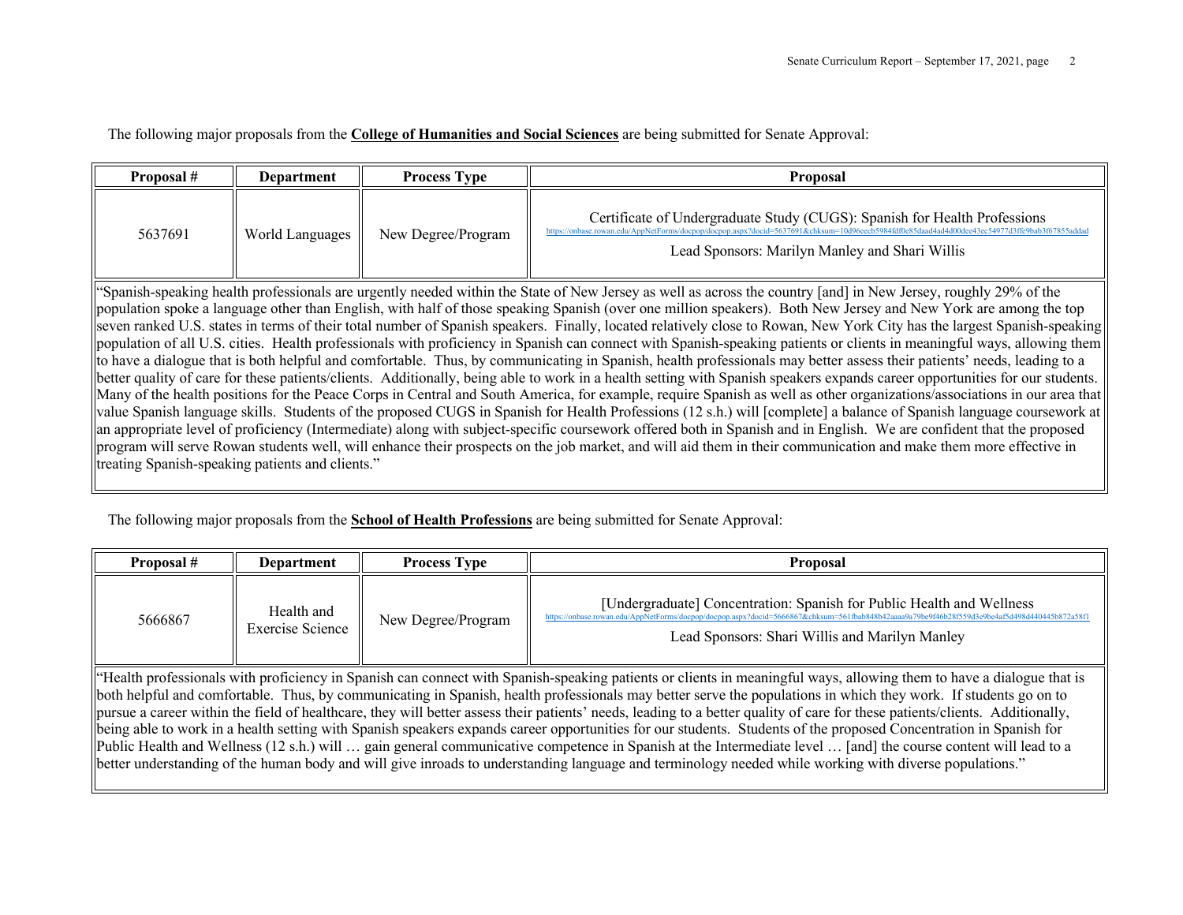The following major proposals from the **College of Humanities and Social Sciences** are being submitted for Senate Approval:

| Proposal # | Department | Process Type | Proposal |
|---|---|---|---|
| 5637691 | World Languages | New Degree/Program | Certificate of Undergraduate Study (CUGS): Spanish for Health Professions<br>https://onbase.rowan.edu/AppNetForms/docpop/docpop.aspx?docid=5637691&chksum=10d96eecb5984fdf0e85daad4ad4d00dee43ec54977d3ffe9bab3f67855addad<br>Lead Sponsors: Marilyn Manley and Shari Willis |

"Spanish-speaking health professionals are urgently needed within the State of New Jersey as well as across the country [and] in New Jersey, roughly 29% of the population spoke a language other than English, with half of those speaking Spanish (over one million speakers). Both New Jersey and New York are among the top seven ranked U.S. states in terms of their total number of Spanish speakers. Finally, located relatively close to Rowan, New York City has the largest Spanish-speaking population of all U.S. cities. Health professionals with proficiency in Spanish can connect with Spanish-speaking patients or clients in meaningful ways, allowing them to have a dialogue that is both helpful and comfortable. Thus, by communicating in Spanish, health professionals may better assess their patients' needs, leading to a better quality of care for these patients/clients. Additionally, being able to work in a health setting with Spanish speakers expands career opportunities for our students. Many of the health positions for the Peace Corps in Central and South America, for example, require Spanish as well as other organizations/associations in our area that value Spanish language skills. Students of the proposed CUGS in Spanish for Health Professions (12 s.h.) will [complete] a balance of Spanish language coursework at an appropriate level of proficiency (Intermediate) along with subject-specific coursework offered both in Spanish and in English. We are confident that the proposed program will serve Rowan students well, will enhance their prospects on the job market, and will aid them in their communication and make them more effective in treating Spanish-speaking patients and clients."

The following major proposals from the **School of Health Professions** are being submitted for Senate Approval:

| Proposal # | Department | Process Type | Proposal |
|---|---|---|---|
| 5666867 | Health and Exercise Science | New Degree/Program | [Undergraduate] Concentration: Spanish for Public Health and Wellness<br>https://onbase.rowan.edu/AppNetForms/docpop/docpop.aspx?docid=5666867&chksum=561fbab848b42aaaa9a79be9f46b28f559d3e9be4af5d498d440445b872a58f1<br>Lead Sponsors: Shari Willis and Marilyn Manley |

"Health professionals with proficiency in Spanish can connect with Spanish-speaking patients or clients in meaningful ways, allowing them to have a dialogue that is both helpful and comfortable. Thus, by communicating in Spanish, health professionals may better serve the populations in which they work. If students go on to pursue a career within the field of healthcare, they will better assess their patients' needs, leading to a better quality of care for these patients/clients. Additionally, being able to work in a health setting with Spanish speakers expands career opportunities for our students. Students of the proposed Concentration in Spanish for Public Health and Wellness (12 s.h.) will … gain general communicative competence in Spanish at the Intermediate level … [and] the course content will lead to a better understanding of the human body and will give inroads to understanding language and terminology needed while working with diverse populations."